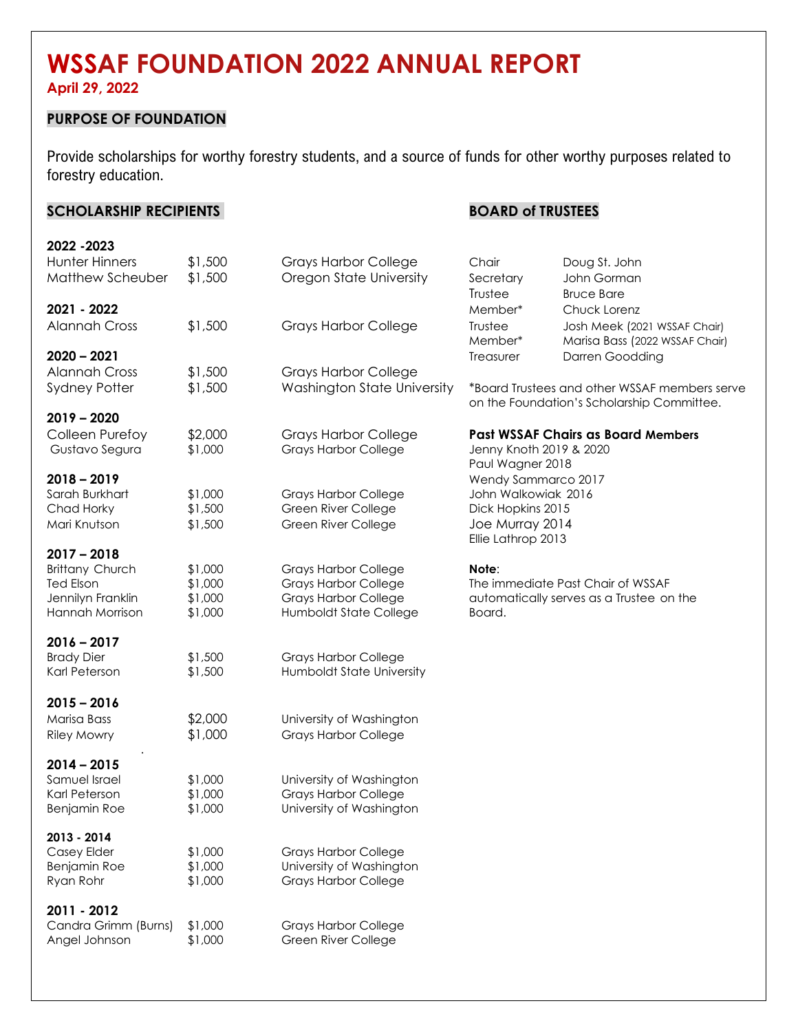# WSSAF FOUNDATION 2022 ANNUAL REPORT

**April 29, 2022**

## PURPOSE OF FOUNDATION

Provide scholarships for worthy forestry students, and a source of funds for other worthy purposes related to forestry education.

## SCHOLARSHIP RECIPIENTS

**2022 -2023**

| | | |
|---|---|---|
| Hunter Hinners | $1,500 | Grays Harbor College |
| Matthew Scheuber | $1,500 | Oregon State University |

**2021 - 2022**

| | | |
|---|---|---|
| Alannah Cross | $1,500 | Grays Harbor College |

**2020 – 2021**

| | | |
|---|---|---|
| Alannah Cross | $1,500 | Grays Harbor College |
| Sydney Potter | $1,500 | Washington State University |

**2019 – 2020**

| | | |
|---|---|---|
| Colleen Purefoy | $2,000 | Grays Harbor College |
| Gustavo Segura | $1,000 | Grays Harbor College |

**2018 – 2019**

| | | |
|---|---|---|
| Sarah Burkhart | $1,000 | Grays Harbor College |
| Chad Horky | $1,500 | Green River College |
| Mari Knutson | $1,500 | Green River College |

**2017 – 2018**

| | | |
|---|---|---|
| Brittany Church | $1,000 | Grays Harbor College |
| Ted Elson | $1,000 | Grays Harbor College |
| Jennilyn Franklin | $1,000 | Grays Harbor College |
| Hannah Morrison | $1,000 | Humboldt State College |

**2016 – 2017**

| | | |
|---|---|---|
| Brady Dier | $1,500 | Grays Harbor College |
| Karl Peterson | $1,500 | Humboldt State University |

**2015 – 2016**

| | | |
|---|---|---|
| Marisa Bass | $2,000 | University of Washington |
| Riley Mowry | $1,000 | Grays Harbor College |

**2014 – 2015**

| | | |
|---|---|---|
| Samuel Israel | $1,000 | University of Washington |
| Karl Peterson | $1,000 | Grays Harbor College |
| Benjamin Roe | $1,000 | University of Washington |

**2013 - 2014**

| | | |
|---|---|---|
| Casey Elder | $1,000 | Grays Harbor College |
| Benjamin Roe | $1,000 | University of Washington |
| Ryan Rohr | $1,000 | Grays Harbor College |

**2011 - 2012**

| | | |
|---|---|---|
| Candra Grimm (Burns) | $1,000 | Grays Harbor College |
| Angel Johnson | $1,000 | Green River College |

## BOARD of TRUSTEES

| | |
|---|---|
| Chair | Doug St. John |
| Secretary | John Gorman |
| Trustee | Bruce Bare |
| Member* | Chuck Lorenz |
| Trustee | Josh Meek (2021 WSSAF Chair) |
| Member* | Marisa Bass (2022 WSSAF Chair) |
| Treasurer | Darren Goodding |

*Board Trustees and other WSSAF members serve on the Foundation's Scholarship Committee.

**Past WSSAF Chairs as Board Members**

Jenny Knoth 2019 & 2020
Paul Wagner 2018
Wendy Sammarco 2017
John Walkowiak 2016
Dick Hopkins 2015
Joe Murray 2014
Ellie Lathrop 2013

**Note**:
The immediate Past Chair of WSSAF automatically serves as a Trustee on the Board.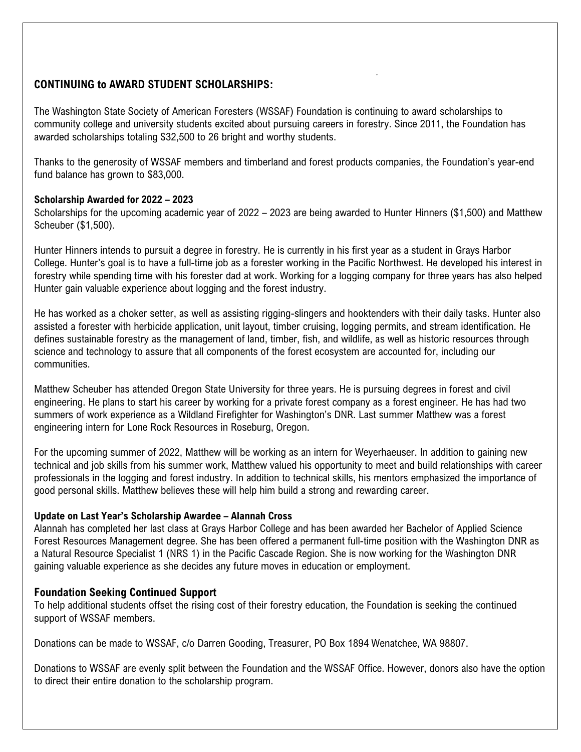## CONTINUING to AWARD STUDENT SCHOLARSHIPS:

The Washington State Society of American Foresters (WSSAF) Foundation is continuing to award scholarships to community college and university students excited about pursuing careers in forestry. Since 2011, the Foundation has awarded scholarships totaling $32,500 to 26 bright and worthy students.

Thanks to the generosity of WSSAF members and timberland and forest products companies, the Foundation's year-end fund balance has grown to $83,000.

### Scholarship Awarded for 2022 – 2023

Scholarships for the upcoming academic year of 2022 – 2023 are being awarded to Hunter Hinners ($1,500) and Matthew Scheuber ($1,500).

Hunter Hinners intends to pursuit a degree in forestry. He is currently in his first year as a student in Grays Harbor College. Hunter's goal is to have a full-time job as a forester working in the Pacific Northwest. He developed his interest in forestry while spending time with his forester dad at work. Working for a logging company for three years has also helped Hunter gain valuable experience about logging and the forest industry.

He has worked as a choker setter, as well as assisting rigging-slingers and hooktenders with their daily tasks. Hunter also assisted a forester with herbicide application, unit layout, timber cruising, logging permits, and stream identification. He defines sustainable forestry as the management of land, timber, fish, and wildlife, as well as historic resources through science and technology to assure that all components of the forest ecosystem are accounted for, including our communities.

Matthew Scheuber has attended Oregon State University for three years. He is pursuing degrees in forest and civil engineering. He plans to start his career by working for a private forest company as a forest engineer. He has had two summers of work experience as a Wildland Firefighter for Washington's DNR. Last summer Matthew was a forest engineering intern for Lone Rock Resources in Roseburg, Oregon.

For the upcoming summer of 2022, Matthew will be working as an intern for Weyerhaeuser. In addition to gaining new technical and job skills from his summer work, Matthew valued his opportunity to meet and build relationships with career professionals in the logging and forest industry. In addition to technical skills, his mentors emphasized the importance of good personal skills. Matthew believes these will help him build a strong and rewarding career.

### Update on Last Year's Scholarship Awardee – Alannah Cross

Alannah has completed her last class at Grays Harbor College and has been awarded her Bachelor of Applied Science Forest Resources Management degree. She has been offered a permanent full-time position with the Washington DNR as a Natural Resource Specialist 1 (NRS 1) in the Pacific Cascade Region. She is now working for the Washington DNR gaining valuable experience as she decides any future moves in education or employment.

### Foundation Seeking Continued Support

To help additional students offset the rising cost of their forestry education, the Foundation is seeking the continued support of WSSAF members.

Donations can be made to WSSAF, c/o Darren Gooding, Treasurer, PO Box 1894 Wenatchee, WA 98807.

Donations to WSSAF are evenly split between the Foundation and the WSSAF Office. However, donors also have the option to direct their entire donation to the scholarship program.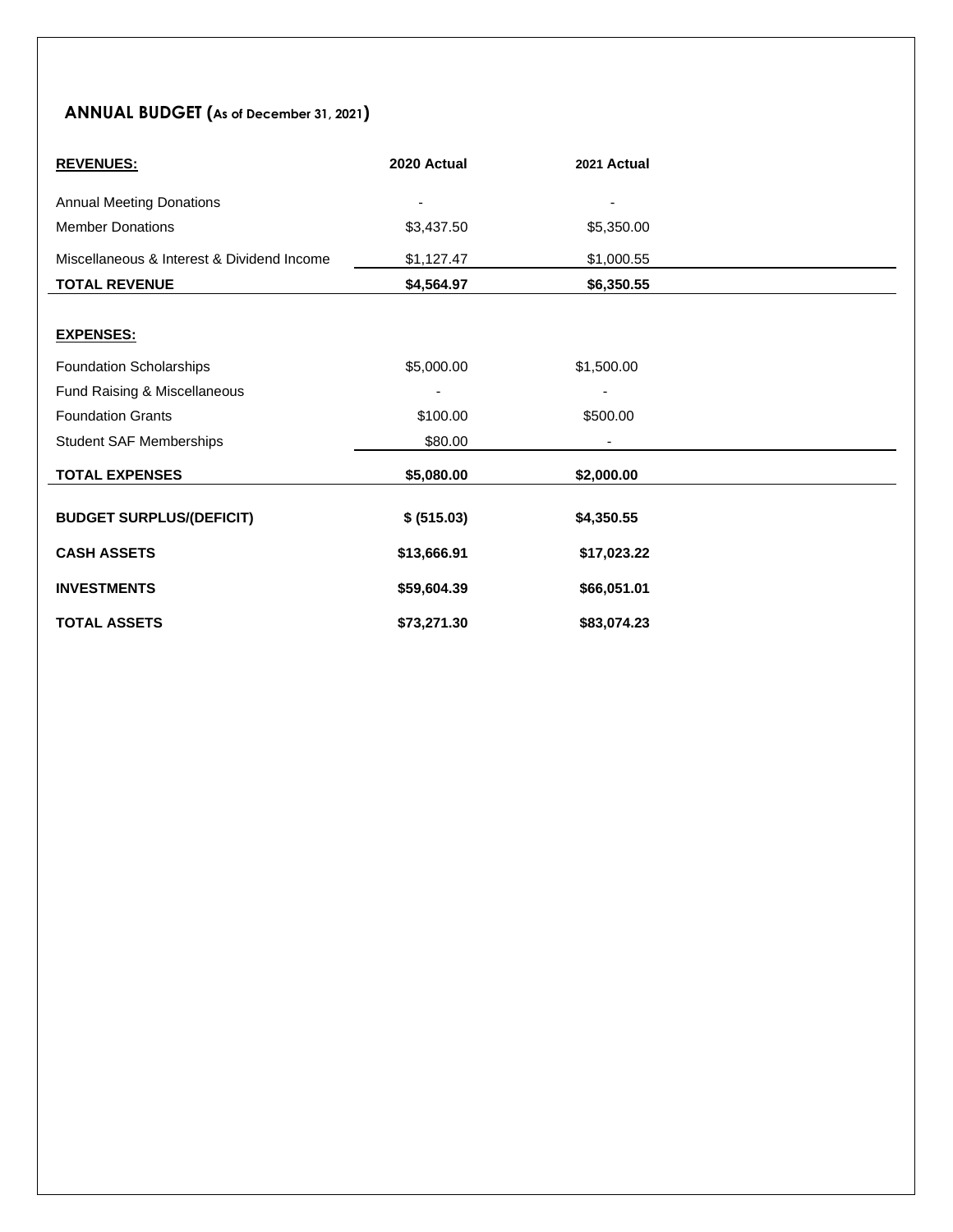## ANNUAL BUDGET (As of December 31, 2021)

| REVENUES: | 2020 Actual | 2021 Actual |
|---|---|---|
| Annual Meeting Donations | - | - |
| Member Donations | $3,437.50 | $5,350.00 |
| Miscellaneous & Interest & Dividend Income | $1,127.47 | $1,000.55 |
| **TOTAL REVENUE** | **$4,564.97** | **$6,350.55** |
| | | |
| **EXPENSES:** | | |
| Foundation Scholarships | $5,000.00 | $1,500.00 |
| Fund Raising & Miscellaneous | - | - |
| Foundation Grants | $100.00 | $500.00 |
| Student SAF Memberships | $80.00 | - |
| **TOTAL EXPENSES** | **$5,080.00** | **$2,000.00** |
| | | |
| **BUDGET SURPLUS/(DEFICIT)** | **$ (515.03)** | **$4,350.55** |
| **CASH ASSETS** | **$13,666.91** | **$17,023.22** |
| **INVESTMENTS** | **$59,604.39** | **$66,051.01** |
| **TOTAL ASSETS** | **$73,271.30** | **$83,074.23** |